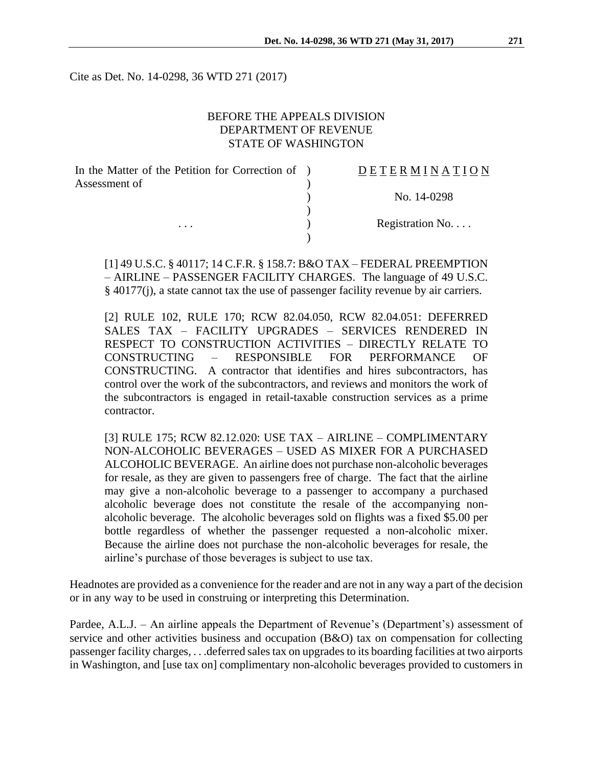Cite as Det. No. 14-0298, 36 WTD 271 (2017)

BEFORE THE APPEALS DIVISION
DEPARTMENT OF REVENUE
STATE OF WASHINGTON

| In the Matter of the Petition for Correction of Assessment of | ) | D E T E R M I N A T I O N |
|---|---|---|
| | ) | No. 14-0298 |
| . . . | ) | Registration No. . . . |

[1] 49 U.S.C. § 40117; 14 C.F.R. § 158.7: B&O TAX – FEDERAL PREEMPTION – AIRLINE – PASSENGER FACILITY CHARGES. The language of 49 U.S.C. § 40177(j), a state cannot tax the use of passenger facility revenue by air carriers.

[2] RULE 102, RULE 170; RCW 82.04.050, RCW 82.04.051: DEFERRED SALES TAX – FACILITY UPGRADES – SERVICES RENDERED IN RESPECT TO CONSTRUCTION ACTIVITIES – DIRECTLY RELATE TO CONSTRUCTING – RESPONSIBLE FOR PERFORMANCE OF CONSTRUCTING. A contractor that identifies and hires subcontractors, has control over the work of the subcontractors, and reviews and monitors the work of the subcontractors is engaged in retail-taxable construction services as a prime contractor.

[3] RULE 175; RCW 82.12.020: USE TAX – AIRLINE – COMPLIMENTARY NON-ALCOHOLIC BEVERAGES – USED AS MIXER FOR A PURCHASED ALCOHOLIC BEVERAGE. An airline does not purchase non-alcoholic beverages for resale, as they are given to passengers free of charge. The fact that the airline may give a non-alcoholic beverage to a passenger to accompany a purchased alcoholic beverage does not constitute the resale of the accompanying non-alcoholic beverage. The alcoholic beverages sold on flights was a fixed $5.00 per bottle regardless of whether the passenger requested a non-alcoholic mixer. Because the airline does not purchase the non-alcoholic beverages for resale, the airline's purchase of those beverages is subject to use tax.

Headnotes are provided as a convenience for the reader and are not in any way a part of the decision or in any way to be used in construing or interpreting this Determination.

Pardee, A.L.J. – An airline appeals the Department of Revenue's (Department's) assessment of service and other activities business and occupation (B&O) tax on compensation for collecting passenger facility charges, . . .deferred sales tax on upgrades to its boarding facilities at two airports in Washington, and [use tax on] complimentary non-alcoholic beverages provided to customers in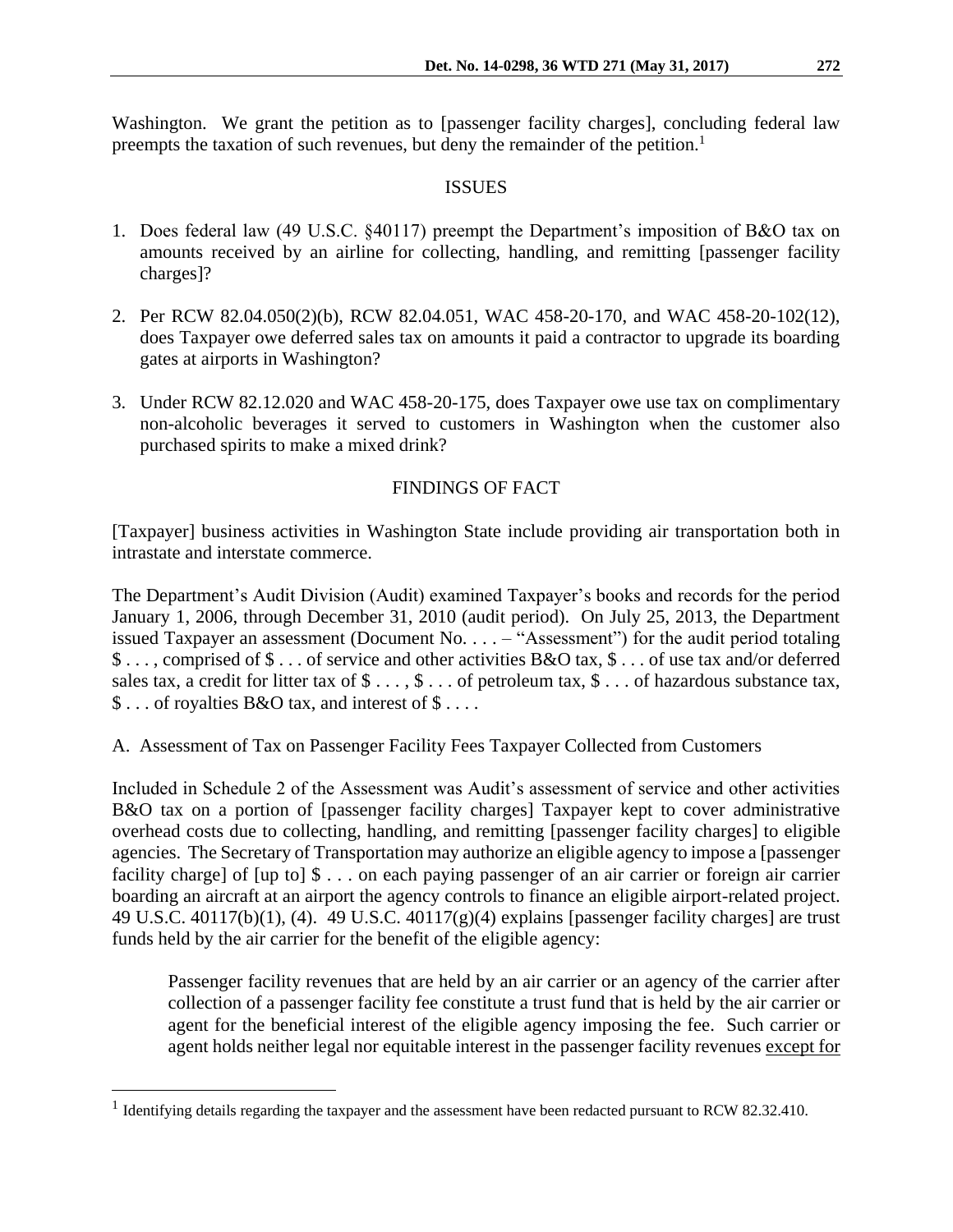Washington. We grant the petition as to [passenger facility charges], concluding federal law preempts the taxation of such revenues, but deny the remainder of the petition.[1]

## ISSUES

1. Does federal law (49 U.S.C. §40117) preempt the Department's imposition of B&O tax on amounts received by an airline for collecting, handling, and remitting [passenger facility charges]?

2. Per RCW 82.04.050(2)(b), RCW 82.04.051, WAC 458-20-170, and WAC 458-20-102(12), does Taxpayer owe deferred sales tax on amounts it paid a contractor to upgrade its boarding gates at airports in Washington?

3. Under RCW 82.12.020 and WAC 458-20-175, does Taxpayer owe use tax on complimentary non-alcoholic beverages it served to customers in Washington when the customer also purchased spirits to make a mixed drink?

## FINDINGS OF FACT

[Taxpayer] business activities in Washington State include providing air transportation both in intrastate and interstate commerce.

The Department's Audit Division (Audit) examined Taxpayer's books and records for the period January 1, 2006, through December 31, 2010 (audit period). On July 25, 2013, the Department issued Taxpayer an assessment (Document No. . . . – "Assessment") for the audit period totaling $ . . . , comprised of $ . . . of service and other activities B&O tax, $ . . . of use tax and/or deferred sales tax, a credit for litter tax of $ . . . , $ . . . of petroleum tax, $ . . . of hazardous substance tax, $ . . . of royalties B&O tax, and interest of $ . . . .

### A. Assessment of Tax on Passenger Facility Fees Taxpayer Collected from Customers

Included in Schedule 2 of the Assessment was Audit's assessment of service and other activities B&O tax on a portion of [passenger facility charges] Taxpayer kept to cover administrative overhead costs due to collecting, handling, and remitting [passenger facility charges] to eligible agencies. The Secretary of Transportation may authorize an eligible agency to impose a [passenger facility charge] of [up to] $ . . . on each paying passenger of an air carrier or foreign air carrier boarding an aircraft at an airport the agency controls to finance an eligible airport-related project. 49 U.S.C. 40117(b)(1), (4). 49 U.S.C. 40117(g)(4) explains [passenger facility charges] are trust funds held by the air carrier for the benefit of the eligible agency:

> Passenger facility revenues that are held by an air carrier or an agency of the carrier after collection of a passenger facility fee constitute a trust fund that is held by the air carrier or agent for the beneficial interest of the eligible agency imposing the fee. Such carrier or agent holds neither legal nor equitable interest in the passenger facility revenues <u>except for</u>

[1] Identifying details regarding the taxpayer and the assessment have been redacted pursuant to RCW 82.32.410.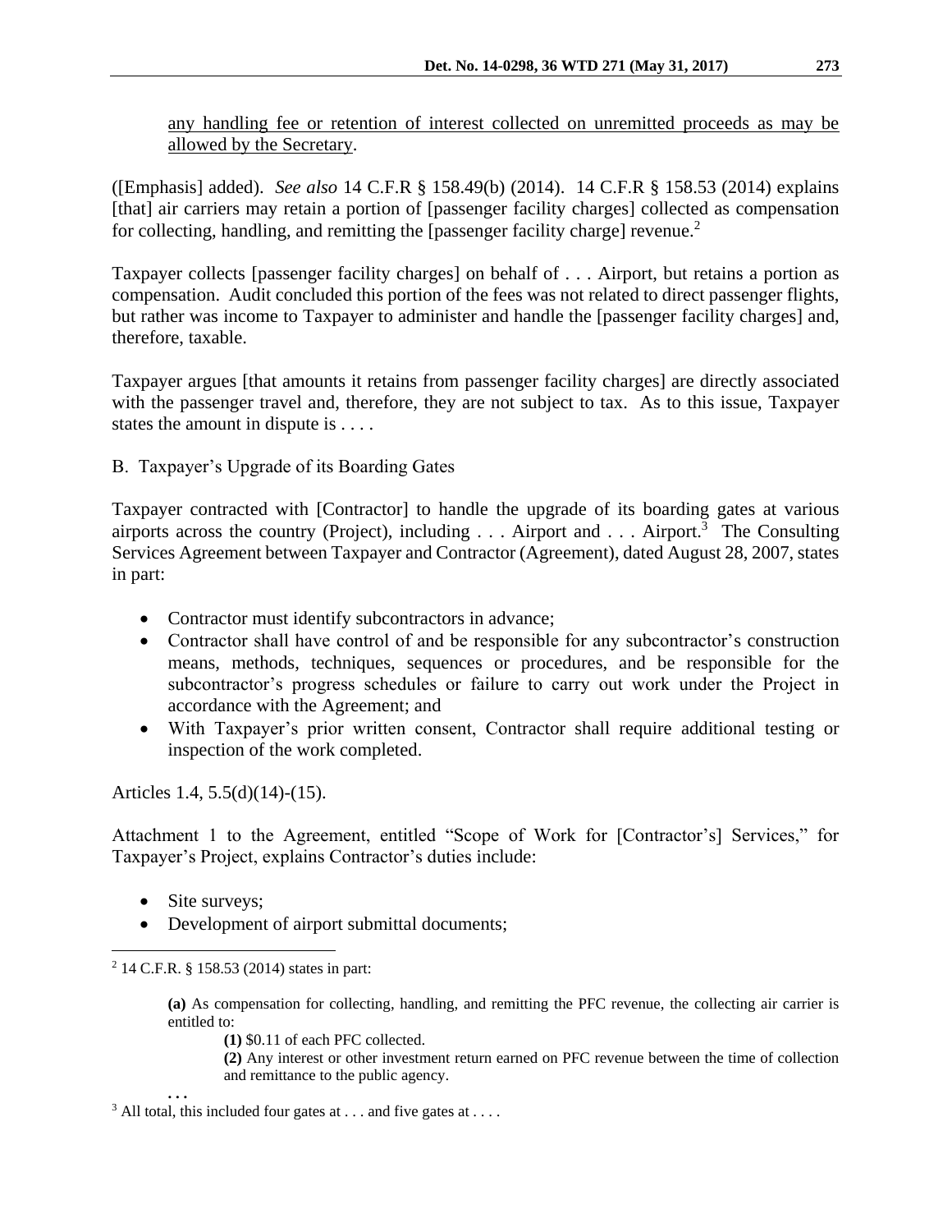any handling fee or retention of interest collected on unremitted proceeds as may be allowed by the Secretary.

([Emphasis] added). *See also* 14 C.F.R § 158.49(b) (2014). 14 C.F.R § 158.53 (2014) explains [that] air carriers may retain a portion of [passenger facility charges] collected as compensation for collecting, handling, and remitting the [passenger facility charge] revenue.[2]

Taxpayer collects [passenger facility charges] on behalf of . . . Airport, but retains a portion as compensation. Audit concluded this portion of the fees was not related to direct passenger flights, but rather was income to Taxpayer to administer and handle the [passenger facility charges] and, therefore, taxable.

Taxpayer argues [that amounts it retains from passenger facility charges] are directly associated with the passenger travel and, therefore, they are not subject to tax. As to this issue, Taxpayer states the amount in dispute is . . . .

B. Taxpayer's Upgrade of its Boarding Gates

Taxpayer contracted with [Contractor] to handle the upgrade of its boarding gates at various airports across the country (Project), including . . . Airport and . . . Airport.[3] The Consulting Services Agreement between Taxpayer and Contractor (Agreement), dated August 28, 2007, states in part:

- Contractor must identify subcontractors in advance;
- Contractor shall have control of and be responsible for any subcontractor's construction means, methods, techniques, sequences or procedures, and be responsible for the subcontractor's progress schedules or failure to carry out work under the Project in accordance with the Agreement; and
- With Taxpayer's prior written consent, Contractor shall require additional testing or inspection of the work completed.

Articles 1.4, 5.5(d)(14)-(15).

Attachment 1 to the Agreement, entitled "Scope of Work for [Contractor's] Services," for Taxpayer's Project, explains Contractor's duties include:

- Site surveys;
- Development of airport submittal documents;

---

[2] 14 C.F.R. § 158.53 (2014) states in part:

> **(a)** As compensation for collecting, handling, and remitting the PFC revenue, the collecting air carrier is entitled to:
>
> > **(1)** $0.11 of each PFC collected.
> >
> > **(2)** Any interest or other investment return earned on PFC revenue between the time of collection and remittance to the public agency.
>
> . . .

[3] All total, this included four gates at . . . and five gates at . . . .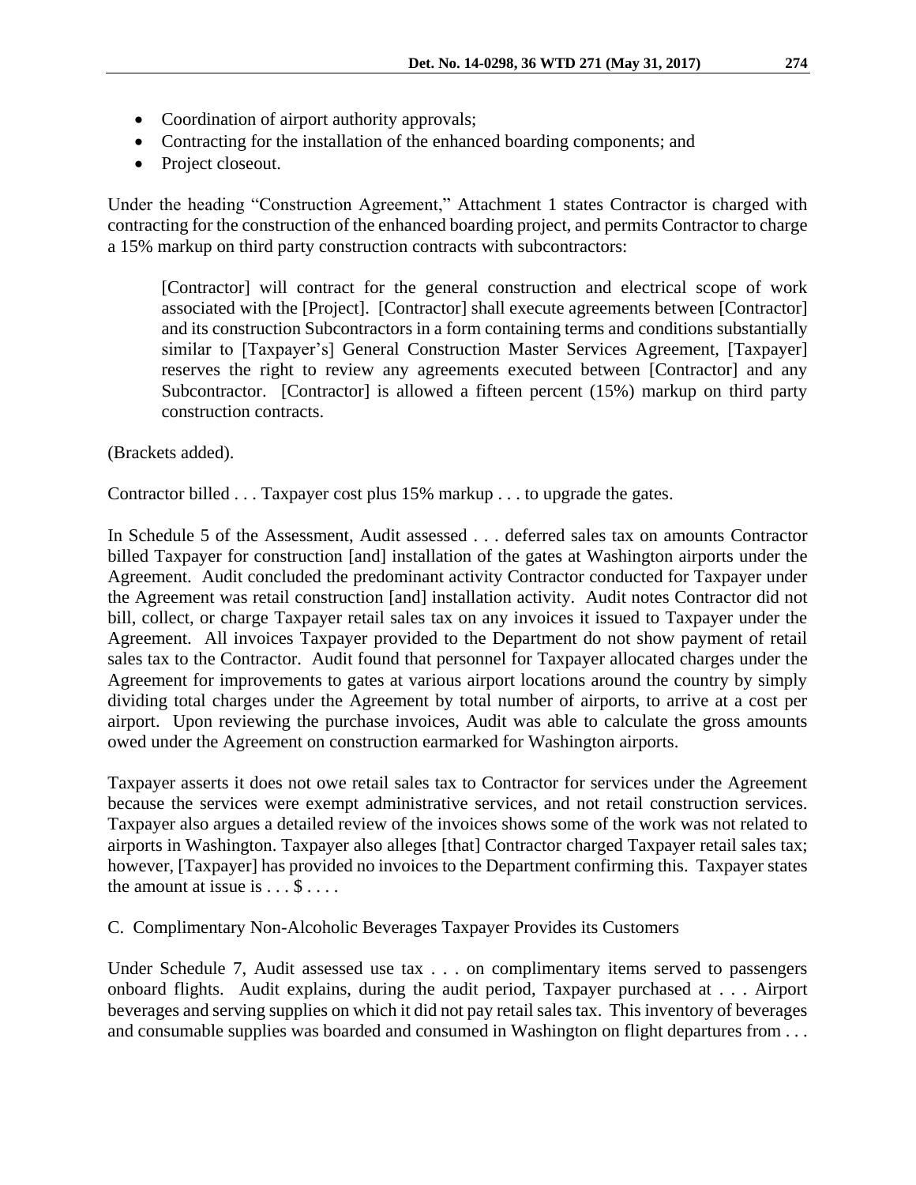- Coordination of airport authority approvals;
- Contracting for the installation of the enhanced boarding components; and
- Project closeout.

Under the heading "Construction Agreement," Attachment 1 states Contractor is charged with contracting for the construction of the enhanced boarding project, and permits Contractor to charge a 15% markup on third party construction contracts with subcontractors:

> [Contractor] will contract for the general construction and electrical scope of work associated with the [Project]. [Contractor] shall execute agreements between [Contractor] and its construction Subcontractors in a form containing terms and conditions substantially similar to [Taxpayer's] General Construction Master Services Agreement, [Taxpayer] reserves the right to review any agreements executed between [Contractor] and any Subcontractor. [Contractor] is allowed a fifteen percent (15%) markup on third party construction contracts.

(Brackets added).

Contractor billed . . . Taxpayer cost plus 15% markup . . . to upgrade the gates.

In Schedule 5 of the Assessment, Audit assessed . . . deferred sales tax on amounts Contractor billed Taxpayer for construction [and] installation of the gates at Washington airports under the Agreement. Audit concluded the predominant activity Contractor conducted for Taxpayer under the Agreement was retail construction [and] installation activity. Audit notes Contractor did not bill, collect, or charge Taxpayer retail sales tax on any invoices it issued to Taxpayer under the Agreement. All invoices Taxpayer provided to the Department do not show payment of retail sales tax to the Contractor. Audit found that personnel for Taxpayer allocated charges under the Agreement for improvements to gates at various airport locations around the country by simply dividing total charges under the Agreement by total number of airports, to arrive at a cost per airport. Upon reviewing the purchase invoices, Audit was able to calculate the gross amounts owed under the Agreement on construction earmarked for Washington airports.

Taxpayer asserts it does not owe retail sales tax to Contractor for services under the Agreement because the services were exempt administrative services, and not retail construction services. Taxpayer also argues a detailed review of the invoices shows some of the work was not related to airports in Washington. Taxpayer also alleges [that] Contractor charged Taxpayer retail sales tax; however, [Taxpayer] has provided no invoices to the Department confirming this. Taxpayer states the amount at issue is . . . $ . . . .

C. Complimentary Non-Alcoholic Beverages Taxpayer Provides its Customers

Under Schedule 7, Audit assessed use tax . . . on complimentary items served to passengers onboard flights. Audit explains, during the audit period, Taxpayer purchased at . . . Airport beverages and serving supplies on which it did not pay retail sales tax. This inventory of beverages and consumable supplies was boarded and consumed in Washington on flight departures from . . .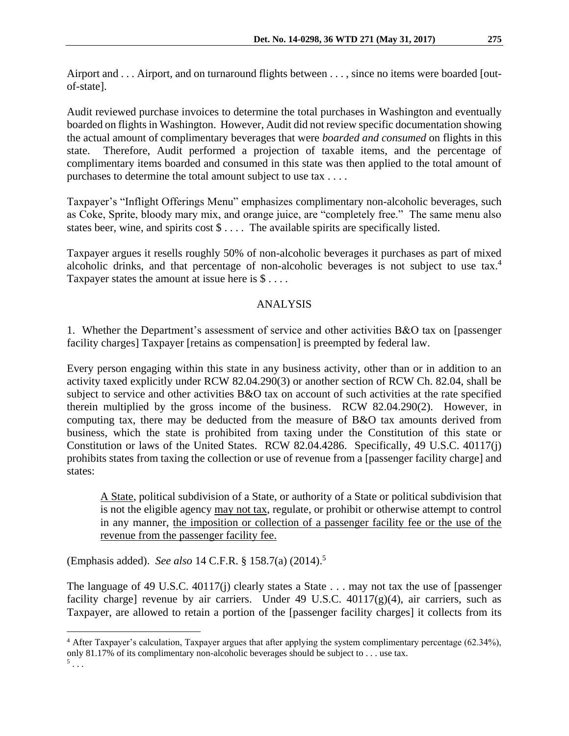Airport and . . . Airport, and on turnaround flights between . . . , since no items were boarded [out-of-state].

Audit reviewed purchase invoices to determine the total purchases in Washington and eventually boarded on flights in Washington. However, Audit did not review specific documentation showing the actual amount of complimentary beverages that were *boarded and consumed* on flights in this state. Therefore, Audit performed a projection of taxable items, and the percentage of complimentary items boarded and consumed in this state was then applied to the total amount of purchases to determine the total amount subject to use tax . . . .

Taxpayer's "Inflight Offerings Menu" emphasizes complimentary non-alcoholic beverages, such as Coke, Sprite, bloody mary mix, and orange juice, are "completely free." The same menu also states beer, wine, and spirits cost $ . . . . The available spirits are specifically listed.

Taxpayer argues it resells roughly 50% of non-alcoholic beverages it purchases as part of mixed alcoholic drinks, and that percentage of non-alcoholic beverages is not subject to use tax.[4] Taxpayer states the amount at issue here is $ . . . .

## ANALYSIS

1. Whether the Department's assessment of service and other activities B&O tax on [passenger facility charges] Taxpayer [retains as compensation] is preempted by federal law.

Every person engaging within this state in any business activity, other than or in addition to an activity taxed explicitly under RCW 82.04.290(3) or another section of RCW Ch. 82.04, shall be subject to service and other activities B&O tax on account of such activities at the rate specified therein multiplied by the gross income of the business. RCW 82.04.290(2). However, in computing tax, there may be deducted from the measure of B&O tax amounts derived from business, which the state is prohibited from taxing under the Constitution of this state or Constitution or laws of the United States. RCW 82.04.4286. Specifically, 49 U.S.C. 40117(j) prohibits states from taxing the collection or use of revenue from a [passenger facility charge] and states:

> A State, political subdivision of a State, or authority of a State or political subdivision that is not the eligible agency may not tax, regulate, or prohibit or otherwise attempt to control in any manner, the imposition or collection of a passenger facility fee or the use of the revenue from the passenger facility fee.

(Emphasis added). *See also* 14 C.F.R. § 158.7(a) (2014).[5]

The language of 49 U.S.C. 40117(j) clearly states a State . . . may not tax the use of [passenger facility charge] revenue by air carriers. Under 49 U.S.C. 40117(g)(4), air carriers, such as Taxpayer, are allowed to retain a portion of the [passenger facility charges] it collects from its

---

[4] After Taxpayer's calculation, Taxpayer argues that after applying the system complimentary percentage (62.34%), only 81.17% of its complimentary non-alcoholic beverages should be subject to . . . use tax.

[5] . . .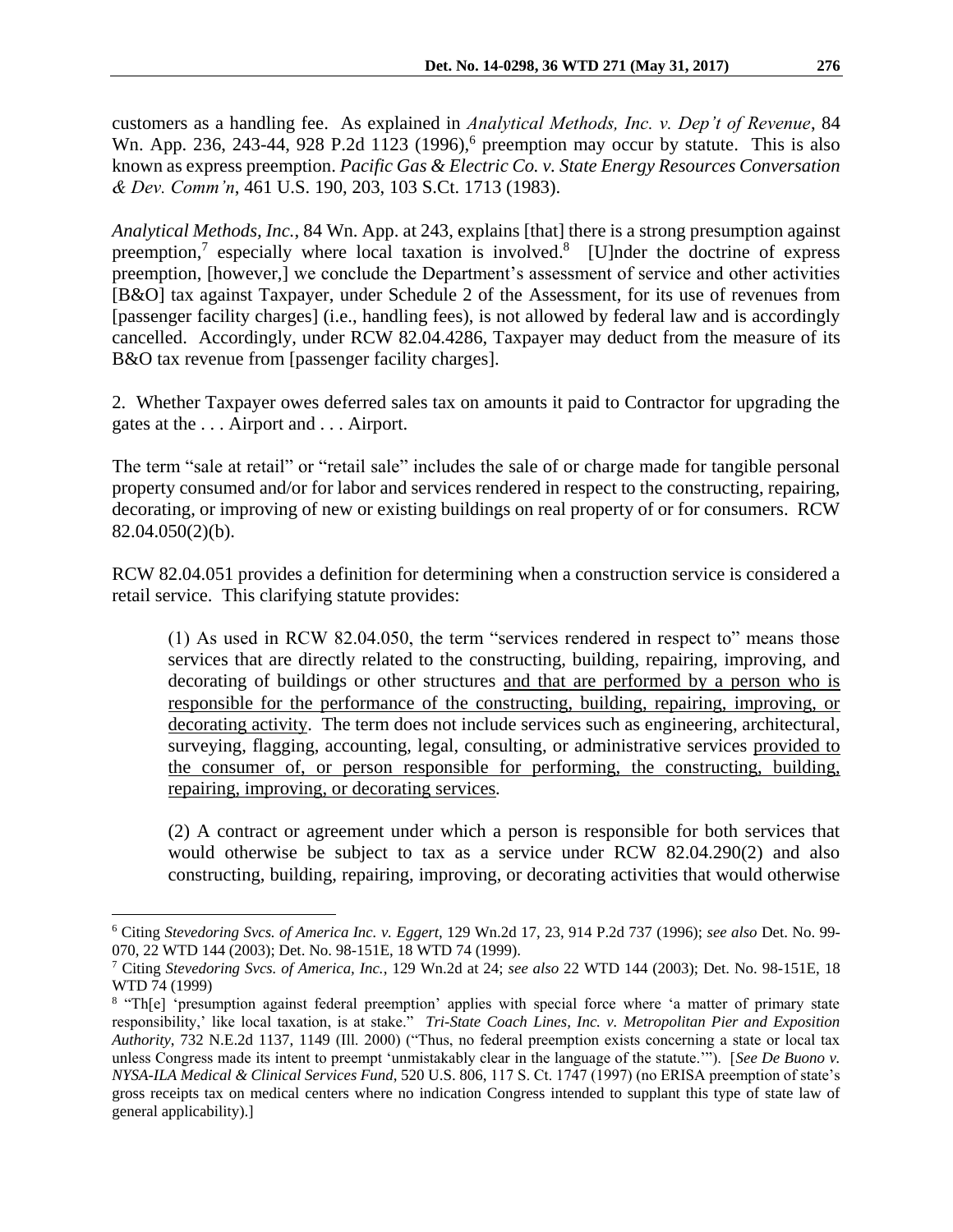customers as a handling fee. As explained in *Analytical Methods, Inc. v. Dep't of Revenue*, 84 Wn. App. 236, 243-44, 928 P.2d 1123 (1996),[6] preemption may occur by statute. This is also known as express preemption. *Pacific Gas & Electric Co. v. State Energy Resources Conversation & Dev. Comm'n*, 461 U.S. 190, 203, 103 S.Ct. 1713 (1983).

*Analytical Methods, Inc.*, 84 Wn. App. at 243, explains [that] there is a strong presumption against preemption,[7] especially where local taxation is involved.[8] [U]nder the doctrine of express preemption, [however,] we conclude the Department's assessment of service and other activities [B&O] tax against Taxpayer, under Schedule 2 of the Assessment, for its use of revenues from [passenger facility charges] (i.e., handling fees), is not allowed by federal law and is accordingly cancelled. Accordingly, under RCW 82.04.4286, Taxpayer may deduct from the measure of its B&O tax revenue from [passenger facility charges].

2. Whether Taxpayer owes deferred sales tax on amounts it paid to Contractor for upgrading the gates at the . . . Airport and . . . Airport.

The term "sale at retail" or "retail sale" includes the sale of or charge made for tangible personal property consumed and/or for labor and services rendered in respect to the constructing, repairing, decorating, or improving of new or existing buildings on real property of or for consumers. RCW 82.04.050(2)(b).

RCW 82.04.051 provides a definition for determining when a construction service is considered a retail service. This clarifying statute provides:

> (1) As used in RCW 82.04.050, the term "services rendered in respect to" means those services that are directly related to the constructing, building, repairing, improving, and decorating of buildings or other structures <u>and that are performed by a person who is responsible for the performance of the constructing, building, repairing, improving, or decorating activity</u>. The term does not include services such as engineering, architectural, surveying, flagging, accounting, legal, consulting, or administrative services <u>provided to the consumer of, or person responsible for performing, the constructing, building, repairing, improving, or decorating services</u>.
>
> (2) A contract or agreement under which a person is responsible for both services that would otherwise be subject to tax as a service under RCW 82.04.290(2) and also constructing, building, repairing, improving, or decorating activities that would otherwise

---

[6] Citing *Stevedoring Svcs. of America Inc. v. Eggert*, 129 Wn.2d 17, 23, 914 P.2d 737 (1996); *see also* Det. No. 99-070, 22 WTD 144 (2003); Det. No. 98-151E, 18 WTD 74 (1999).

[7] Citing *Stevedoring Svcs. of America, Inc.*, 129 Wn.2d at 24; *see also* 22 WTD 144 (2003); Det. No. 98-151E, 18 WTD 74 (1999)

[8] "Th[e] 'presumption against federal preemption' applies with special force where 'a matter of primary state responsibility,' like local taxation, is at stake." *Tri-State Coach Lines, Inc. v. Metropolitan Pier and Exposition Authority*, 732 N.E.2d 1137, 1149 (Ill. 2000) ("Thus, no federal preemption exists concerning a state or local tax unless Congress made its intent to preempt 'unmistakably clear in the language of the statute.'"). [*See De Buono v. NYSA-ILA Medical & Clinical Services Fund*, 520 U.S. 806, 117 S. Ct. 1747 (1997) (no ERISA preemption of state's gross receipts tax on medical centers where no indication Congress intended to supplant this type of state law of general applicability).]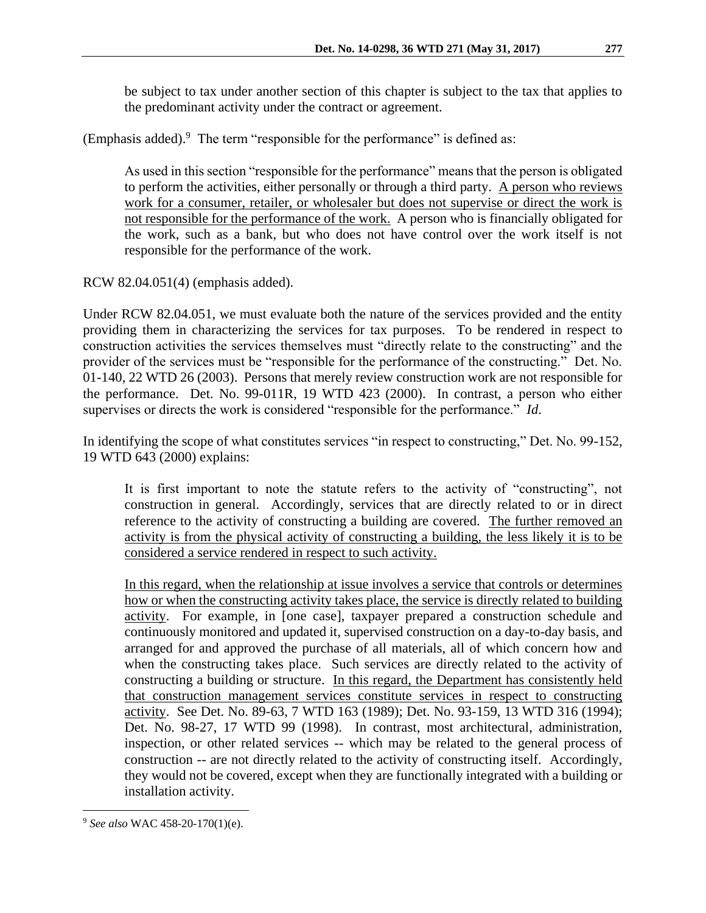> be subject to tax under another section of this chapter is subject to the tax that applies to the predominant activity under the contract or agreement.

(Emphasis added).[9] The term "responsible for the performance" is defined as:

> As used in this section "responsible for the performance" means that the person is obligated to perform the activities, either personally or through a third party. A person who reviews work for a consumer, retailer, or wholesaler but does not supervise or direct the work is not responsible for the performance of the work. A person who is financially obligated for the work, such as a bank, but who does not have control over the work itself is not responsible for the performance of the work.

RCW 82.04.051(4) (emphasis added).

Under RCW 82.04.051, we must evaluate both the nature of the services provided and the entity providing them in characterizing the services for tax purposes. To be rendered in respect to construction activities the services themselves must "directly relate to the constructing" and the provider of the services must be "responsible for the performance of the constructing." Det. No. 01-140, 22 WTD 26 (2003). Persons that merely review construction work are not responsible for the performance. Det. No. 99-011R, 19 WTD 423 (2000). In contrast, a person who either supervises or directs the work is considered "responsible for the performance." *Id.*

In identifying the scope of what constitutes services "in respect to constructing," Det. No. 99-152, 19 WTD 643 (2000) explains:

> It is first important to note the statute refers to the activity of "constructing", not construction in general. Accordingly, services that are directly related to or in direct reference to the activity of constructing a building are covered. The further removed an activity is from the physical activity of constructing a building, the less likely it is to be considered a service rendered in respect to such activity.
>
> In this regard, when the relationship at issue involves a service that controls or determines how or when the constructing activity takes place, the service is directly related to building activity. For example, in [one case], taxpayer prepared a construction schedule and continuously monitored and updated it, supervised construction on a day-to-day basis, and arranged for and approved the purchase of all materials, all of which concern how and when the constructing takes place. Such services are directly related to the activity of constructing a building or structure. In this regard, the Department has consistently held that construction management services constitute services in respect to constructing activity. See Det. No. 89-63, 7 WTD 163 (1989); Det. No. 93-159, 13 WTD 316 (1994); Det. No. 98-27, 17 WTD 99 (1998). In contrast, most architectural, administration, inspection, or other related services -- which may be related to the general process of construction -- are not directly related to the activity of constructing itself. Accordingly, they would not be covered, except when they are functionally integrated with a building or installation activity.

[9] *See also* WAC 458-20-170(1)(e).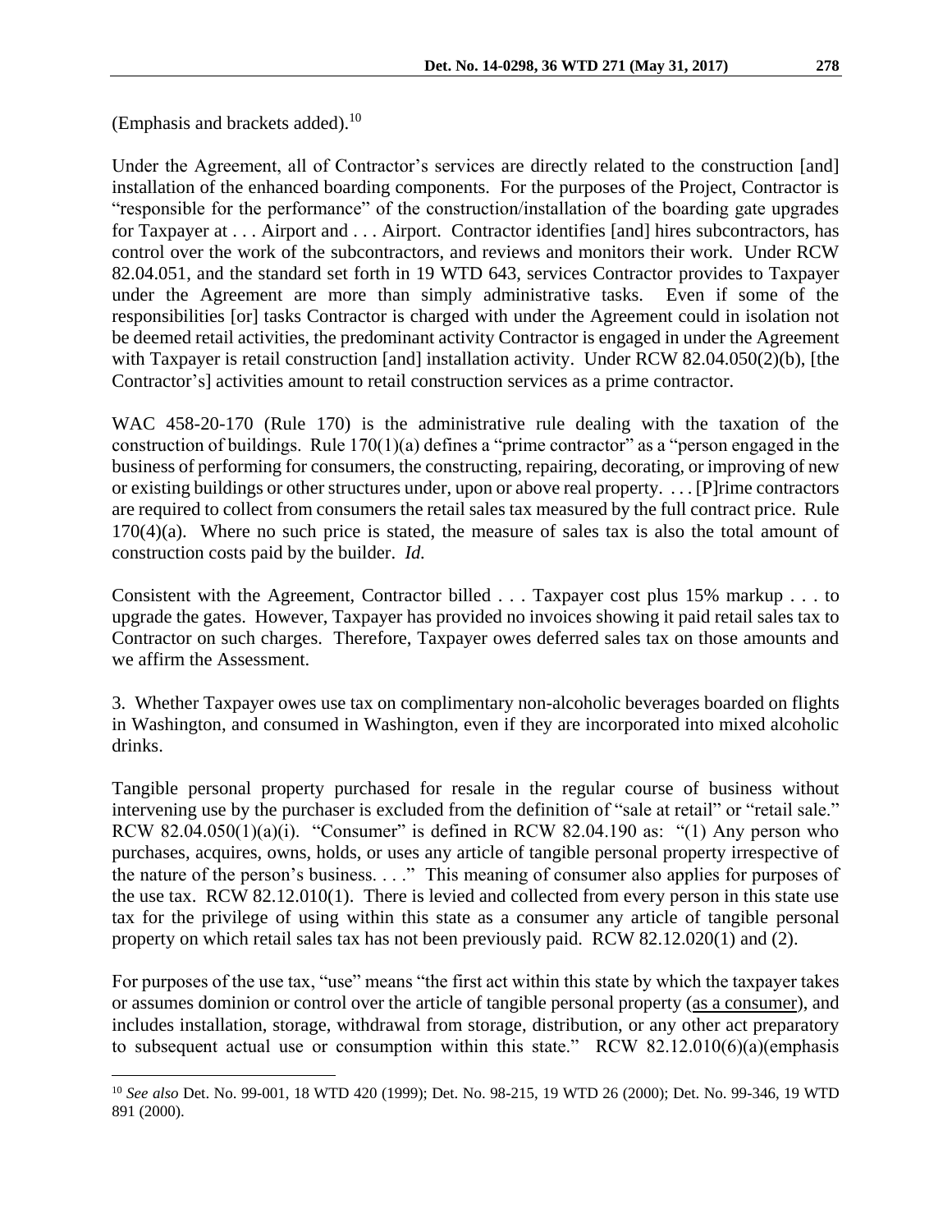(Emphasis and brackets added).[10]

Under the Agreement, all of Contractor's services are directly related to the construction [and] installation of the enhanced boarding components. For the purposes of the Project, Contractor is "responsible for the performance" of the construction/installation of the boarding gate upgrades for Taxpayer at . . . Airport and . . . Airport. Contractor identifies [and] hires subcontractors, has control over the work of the subcontractors, and reviews and monitors their work. Under RCW 82.04.051, and the standard set forth in 19 WTD 643, services Contractor provides to Taxpayer under the Agreement are more than simply administrative tasks. Even if some of the responsibilities [or] tasks Contractor is charged with under the Agreement could in isolation not be deemed retail activities, the predominant activity Contractor is engaged in under the Agreement with Taxpayer is retail construction [and] installation activity. Under RCW 82.04.050(2)(b), [the Contractor's] activities amount to retail construction services as a prime contractor.

WAC 458-20-170 (Rule 170) is the administrative rule dealing with the taxation of the construction of buildings. Rule 170(1)(a) defines a "prime contractor" as a "person engaged in the business of performing for consumers, the constructing, repairing, decorating, or improving of new or existing buildings or other structures under, upon or above real property. . . . [P]rime contractors are required to collect from consumers the retail sales tax measured by the full contract price. Rule 170(4)(a). Where no such price is stated, the measure of sales tax is also the total amount of construction costs paid by the builder. *Id.*

Consistent with the Agreement, Contractor billed . . . Taxpayer cost plus 15% markup . . . to upgrade the gates. However, Taxpayer has provided no invoices showing it paid retail sales tax to Contractor on such charges. Therefore, Taxpayer owes deferred sales tax on those amounts and we affirm the Assessment.

3. Whether Taxpayer owes use tax on complimentary non-alcoholic beverages boarded on flights in Washington, and consumed in Washington, even if they are incorporated into mixed alcoholic drinks.

Tangible personal property purchased for resale in the regular course of business without intervening use by the purchaser is excluded from the definition of "sale at retail" or "retail sale." RCW 82.04.050(1)(a)(i). "Consumer" is defined in RCW 82.04.190 as: "(1) Any person who purchases, acquires, owns, holds, or uses any article of tangible personal property irrespective of the nature of the person's business. . . ." This meaning of consumer also applies for purposes of the use tax. RCW 82.12.010(1). There is levied and collected from every person in this state use tax for the privilege of using within this state as a consumer any article of tangible personal property on which retail sales tax has not been previously paid. RCW 82.12.020(1) and (2).

For purposes of the use tax, "use" means "the first act within this state by which the taxpayer takes or assumes dominion or control over the article of tangible personal property (<u>as a consumer</u>), and includes installation, storage, withdrawal from storage, distribution, or any other act preparatory to subsequent actual use or consumption within this state." RCW 82.12.010(6)(a)(emphasis

---

[10] *See also* Det. No. 99-001, 18 WTD 420 (1999); Det. No. 98-215, 19 WTD 26 (2000); Det. No. 99-346, 19 WTD 891 (2000).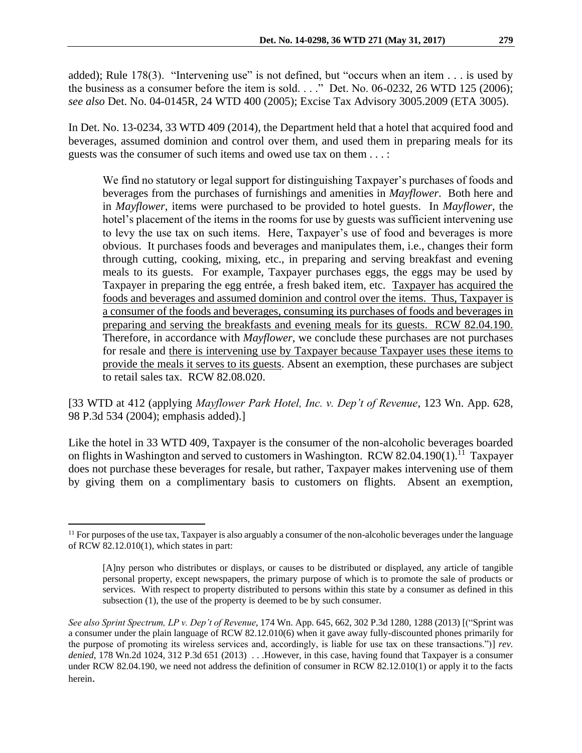added); Rule 178(3). "Intervening use" is not defined, but "occurs when an item . . . is used by the business as a consumer before the item is sold. . . ." Det. No. 06-0232, 26 WTD 125 (2006); *see also* Det. No. 04-0145R, 24 WTD 400 (2005); Excise Tax Advisory 3005.2009 (ETA 3005).

In Det. No. 13-0234, 33 WTD 409 (2014), the Department held that a hotel that acquired food and beverages, assumed dominion and control over them, and used them in preparing meals for its guests was the consumer of such items and owed use tax on them . . . :

> We find no statutory or legal support for distinguishing Taxpayer's purchases of foods and beverages from the purchases of furnishings and amenities in *Mayflower*. Both here and in *Mayflower*, items were purchased to be provided to hotel guests. In *Mayflower*, the hotel's placement of the items in the rooms for use by guests was sufficient intervening use to levy the use tax on such items. Here, Taxpayer's use of food and beverages is more obvious. It purchases foods and beverages and manipulates them, i.e., changes their form through cutting, cooking, mixing, etc., in preparing and serving breakfast and evening meals to its guests. For example, Taxpayer purchases eggs, the eggs may be used by Taxpayer in preparing the egg entrée, a fresh baked item, etc. <u>Taxpayer has acquired the foods and beverages and assumed dominion and control over the items. Thus, Taxpayer is a consumer of the foods and beverages, consuming its purchases of foods and beverages in preparing and serving the breakfasts and evening meals for its guests. RCW 82.04.190.</u> Therefore, in accordance with *Mayflower*, we conclude these purchases are not purchases for resale and <u>there is intervening use by Taxpayer because Taxpayer uses these items to provide the meals it serves to its guests</u>. Absent an exemption, these purchases are subject to retail sales tax. RCW 82.08.020.

[33 WTD at 412 (applying *Mayflower Park Hotel, Inc. v. Dep't of Revenue*, 123 Wn. App. 628, 98 P.3d 534 (2004); emphasis added).]

Like the hotel in 33 WTD 409, Taxpayer is the consumer of the non-alcoholic beverages boarded on flights in Washington and served to customers in Washington. RCW 82.04.190(1).[11] Taxpayer does not purchase these beverages for resale, but rather, Taxpayer makes intervening use of them by giving them on a complimentary basis to customers on flights. Absent an exemption,

---

[11] For purposes of the use tax, Taxpayer is also arguably a consumer of the non-alcoholic beverages under the language of RCW 82.12.010(1), which states in part:

> [A]ny person who distributes or displays, or causes to be distributed or displayed, any article of tangible personal property, except newspapers, the primary purpose of which is to promote the sale of products or services. With respect to property distributed to persons within this state by a consumer as defined in this subsection (1), the use of the property is deemed to be by such consumer.

*See also Sprint Spectrum, LP v. Dep't of Revenue*, 174 Wn. App. 645, 662, 302 P.3d 1280, 1288 (2013) [("Sprint was a consumer under the plain language of RCW 82.12.010(6) when it gave away fully-discounted phones primarily for the purpose of promoting its wireless services and, accordingly, is liable for use tax on these transactions.")] *rev. denied*, 178 Wn.2d 1024, 312 P.3d 651 (2013) . . .However, in this case, having found that Taxpayer is a consumer under RCW 82.04.190, we need not address the definition of consumer in RCW 82.12.010(1) or apply it to the facts herein.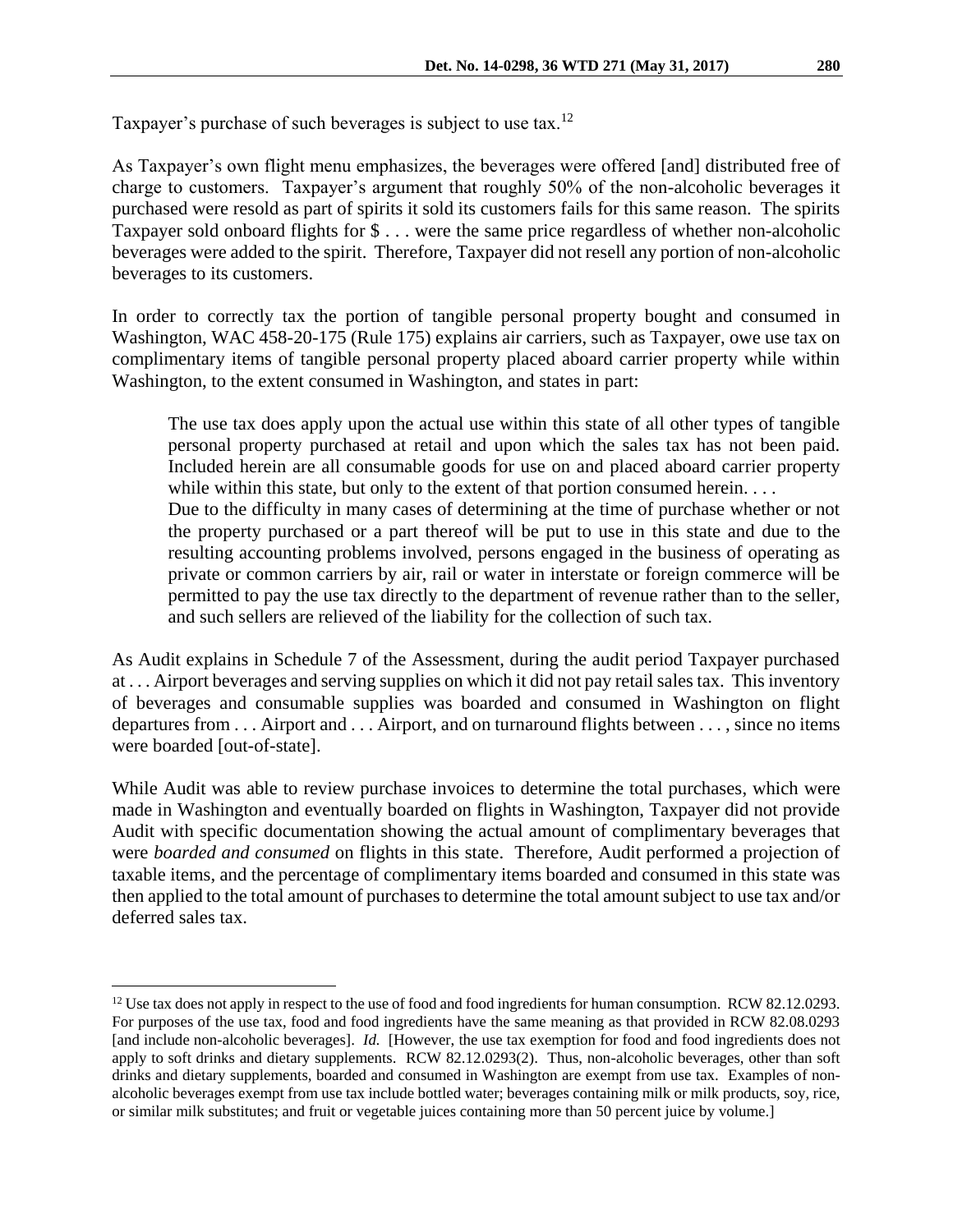Taxpayer's purchase of such beverages is subject to use tax.[12]

As Taxpayer's own flight menu emphasizes, the beverages were offered [and] distributed free of charge to customers. Taxpayer's argument that roughly 50% of the non-alcoholic beverages it purchased were resold as part of spirits it sold its customers fails for this same reason. The spirits Taxpayer sold onboard flights for $ . . . were the same price regardless of whether non-alcoholic beverages were added to the spirit. Therefore, Taxpayer did not resell any portion of non-alcoholic beverages to its customers.

In order to correctly tax the portion of tangible personal property bought and consumed in Washington, WAC 458-20-175 (Rule 175) explains air carriers, such as Taxpayer, owe use tax on complimentary items of tangible personal property placed aboard carrier property while within Washington, to the extent consumed in Washington, and states in part:

> The use tax does apply upon the actual use within this state of all other types of tangible personal property purchased at retail and upon which the sales tax has not been paid. Included herein are all consumable goods for use on and placed aboard carrier property while within this state, but only to the extent of that portion consumed herein. . . .
> Due to the difficulty in many cases of determining at the time of purchase whether or not the property purchased or a part thereof will be put to use in this state and due to the resulting accounting problems involved, persons engaged in the business of operating as private or common carriers by air, rail or water in interstate or foreign commerce will be permitted to pay the use tax directly to the department of revenue rather than to the seller, and such sellers are relieved of the liability for the collection of such tax.

As Audit explains in Schedule 7 of the Assessment, during the audit period Taxpayer purchased at . . . Airport beverages and serving supplies on which it did not pay retail sales tax. This inventory of beverages and consumable supplies was boarded and consumed in Washington on flight departures from . . . Airport and . . . Airport, and on turnaround flights between . . . , since no items were boarded [out-of-state].

While Audit was able to review purchase invoices to determine the total purchases, which were made in Washington and eventually boarded on flights in Washington, Taxpayer did not provide Audit with specific documentation showing the actual amount of complimentary beverages that were *boarded and consumed* on flights in this state. Therefore, Audit performed a projection of taxable items, and the percentage of complimentary items boarded and consumed in this state was then applied to the total amount of purchases to determine the total amount subject to use tax and/or deferred sales tax.

---

[12] Use tax does not apply in respect to the use of food and food ingredients for human consumption. RCW 82.12.0293. For purposes of the use tax, food and food ingredients have the same meaning as that provided in RCW 82.08.0293 [and include non-alcoholic beverages]. *Id.* [However, the use tax exemption for food and food ingredients does not apply to soft drinks and dietary supplements. RCW 82.12.0293(2). Thus, non-alcoholic beverages, other than soft drinks and dietary supplements, boarded and consumed in Washington are exempt from use tax. Examples of non-alcoholic beverages exempt from use tax include bottled water; beverages containing milk or milk products, soy, rice, or similar milk substitutes; and fruit or vegetable juices containing more than 50 percent juice by volume.]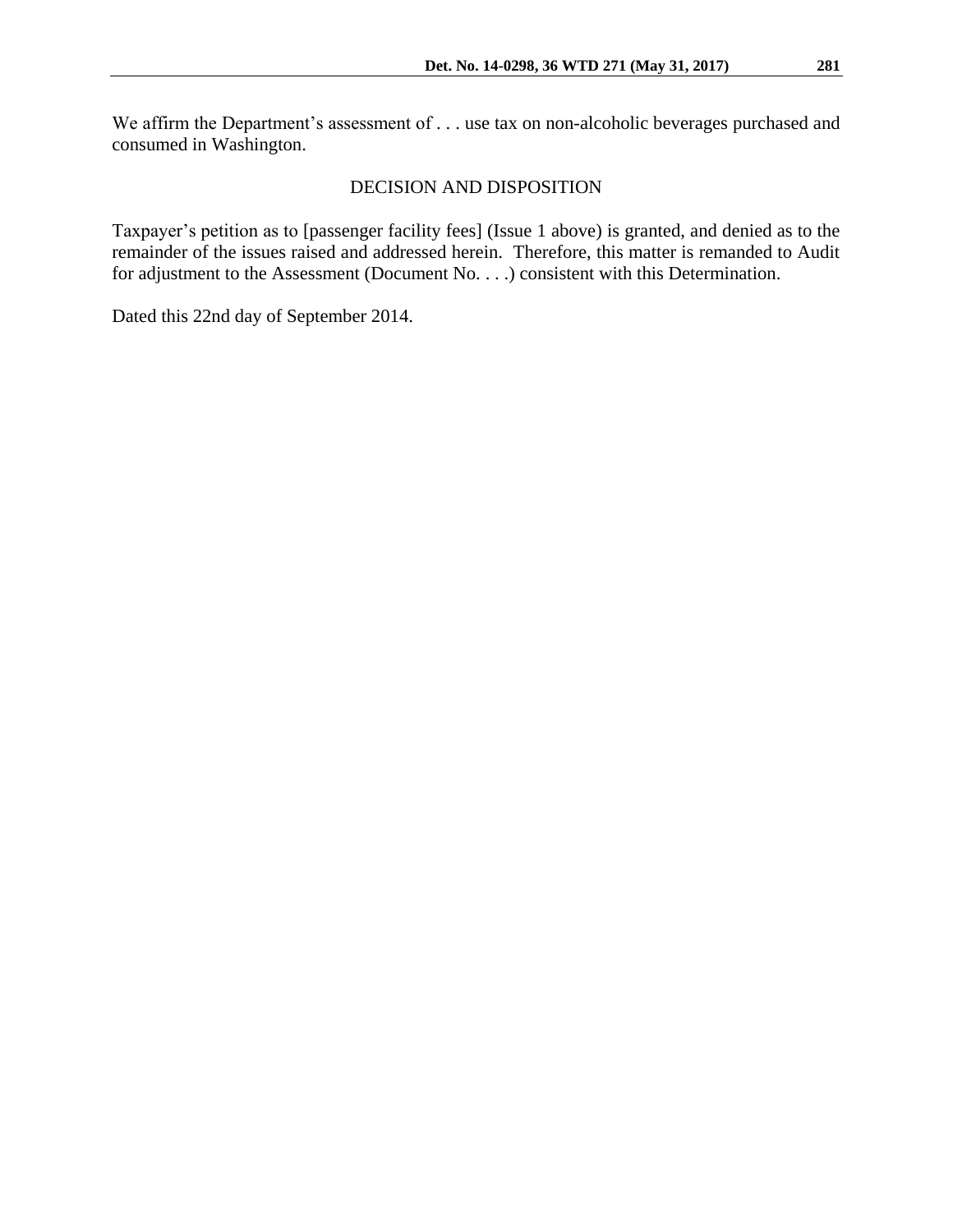We affirm the Department's assessment of . . . use tax on non-alcoholic beverages purchased and consumed in Washington.

## DECISION AND DISPOSITION

Taxpayer's petition as to [passenger facility fees] (Issue 1 above) is granted, and denied as to the remainder of the issues raised and addressed herein. Therefore, this matter is remanded to Audit for adjustment to the Assessment (Document No. . . .) consistent with this Determination.

Dated this 22nd day of September 2014.